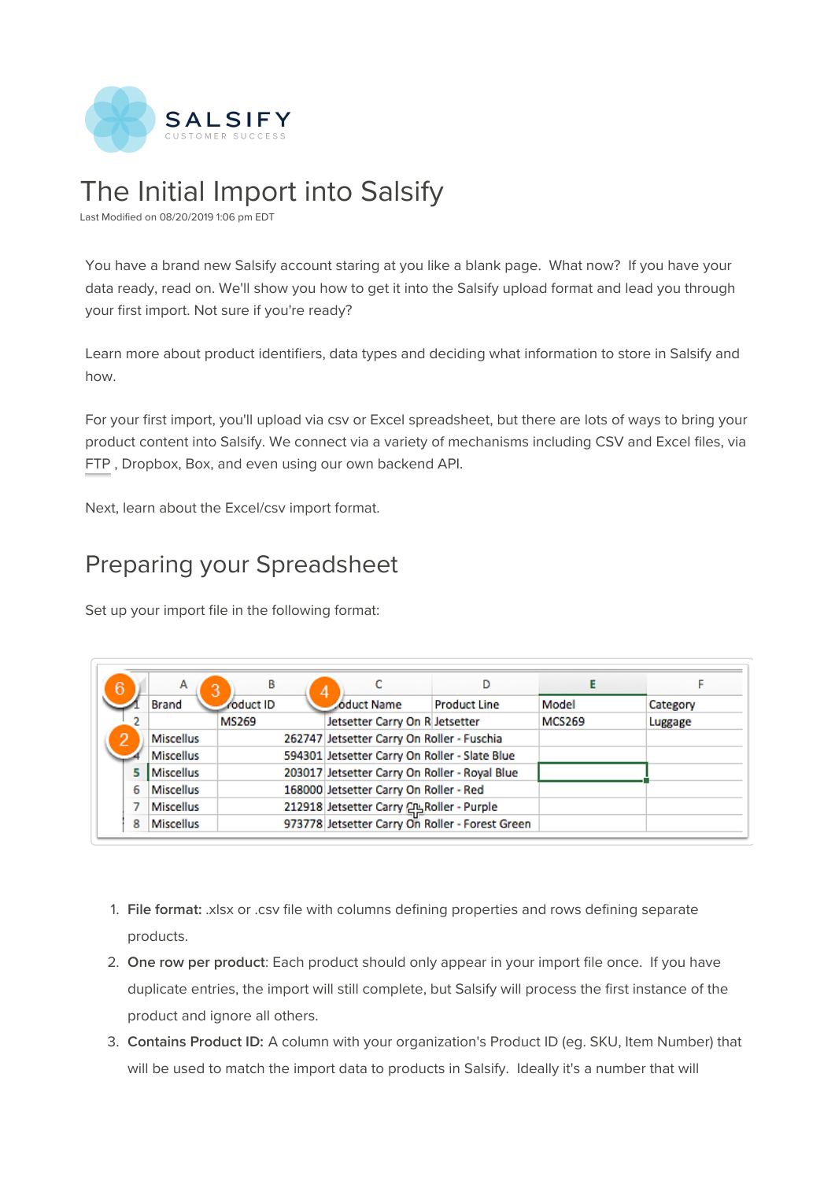SALSIFY
CUSTOMER SUCCESS

# The Initial Import into Salsify

Last Modified on 08/20/2019 1:06 pm EDT

You have a brand new Salsify account staring at you like a blank page. What now? If you have your data ready, read on. We'll show you how to get it into the Salsify upload format and lead you through your first import. Not sure if you're ready?

Learn more about product identifiers, data types and deciding what information to store in Salsify and how.

For your first import, you'll upload via csv or Excel spreadsheet, but there are lots of ways to bring your product content into Salsify. We connect via a variety of mechanisms including CSV and Excel files, via FTP , Dropbox, Box, and even using our own backend API.

Next, learn about the Excel/csv import format.

## Preparing your Spreadsheet

Set up your import file in the following format:

| | A | B | C | D | E | F |
|---|---|---|---|---|---|---|
| 1 | Brand | Product ID | Product Name | Product Line | Model | Category |
| 2 | | MS269 | Jetsetter Carry On R | Jetsetter | MCS269 | Luggage |
| 3 | Miscellus | 262747 | Jetsetter Carry On Roller - Fuschia | | | |
| 4 | Miscellus | 594301 | Jetsetter Carry On Roller - Slate Blue | | | |
| 5 | Miscellus | 203017 | Jetsetter Carry On Roller - Royal Blue | | | |
| 6 | Miscellus | 168000 | Jetsetter Carry On Roller - Red | | | |
| 7 | Miscellus | 212918 | Jetsetter Carry On Roller - Purple | | | |
| 8 | Miscellus | 973778 | Jetsetter Carry On Roller - Forest Green | | | |

1. **File format:** .xlsx or .csv file with columns defining properties and rows defining separate products.
2. **One row per product**: Each product should only appear in your import file once. If you have duplicate entries, the import will still complete, but Salsify will process the first instance of the product and ignore all others.
3. **Contains Product ID:** A column with your organization's Product ID (eg. SKU, Item Number) that will be used to match the import data to products in Salsify. Ideally it's a number that will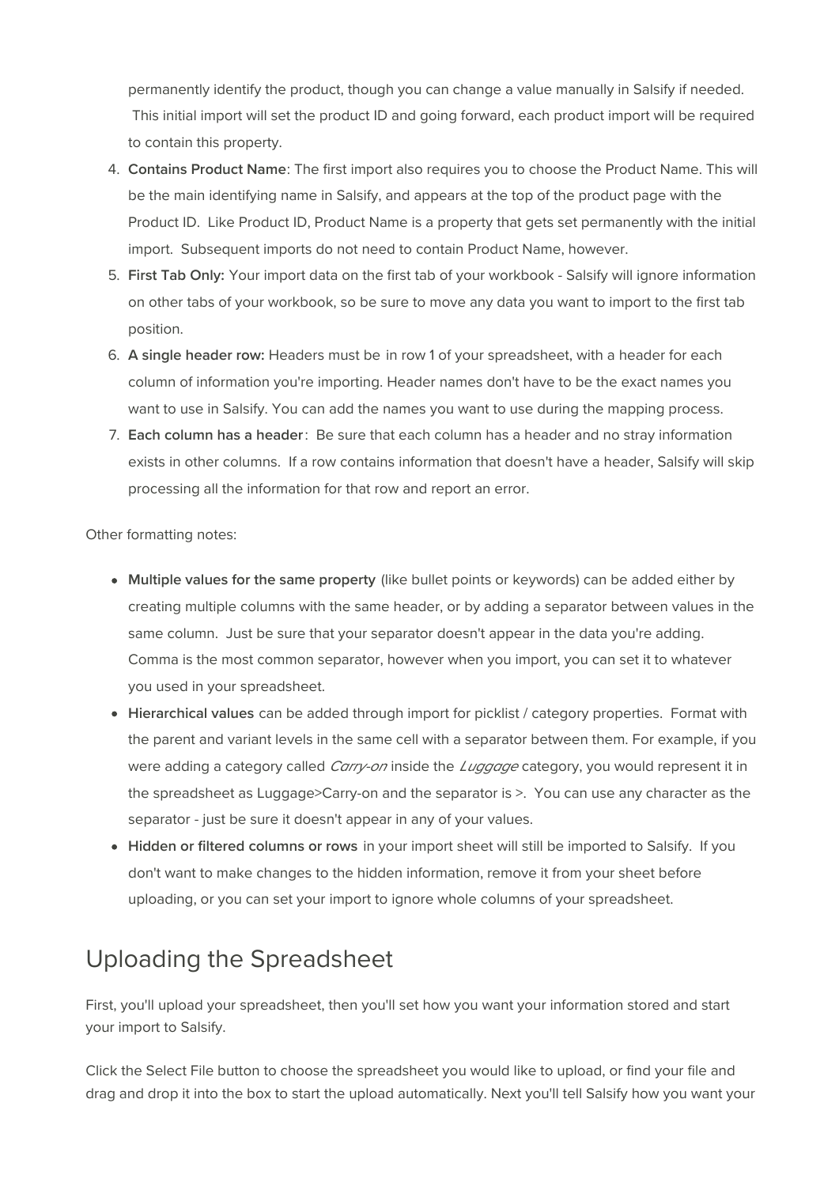permanently identify the product, though you can change a value manually in Salsify if needed. This initial import will set the product ID and going forward, each product import will be required to contain this property.

4. **Contains Product Name**: The first import also requires you to choose the Product Name. This will be the main identifying name in Salsify, and appears at the top of the product page with the Product ID. Like Product ID, Product Name is a property that gets set permanently with the initial import. Subsequent imports do not need to contain Product Name, however.
5. **First Tab Only:** Your import data on the first tab of your workbook - Salsify will ignore information on other tabs of your workbook, so be sure to move any data you want to import to the first tab position.
6. **A single header row:** Headers must be in row 1 of your spreadsheet, with a header for each column of information you're importing. Header names don't have to be the exact names you want to use in Salsify. You can add the names you want to use during the mapping process.
7. **Each column has a header**: Be sure that each column has a header and no stray information exists in other columns. If a row contains information that doesn't have a header, Salsify will skip processing all the information for that row and report an error.

Other formatting notes:

- **Multiple values for the same property** (like bullet points or keywords) can be added either by creating multiple columns with the same header, or by adding a separator between values in the same column. Just be sure that your separator doesn't appear in the data you're adding. Comma is the most common separator, however when you import, you can set it to whatever you used in your spreadsheet.
- **Hierarchical values** can be added through import for picklist / category properties. Format with the parent and variant levels in the same cell with a separator between them. For example, if you were adding a category called *Carry-on* inside the *Luggage* category, you would represent it in the spreadsheet as Luggage>Carry-on and the separator is >. You can use any character as the separator - just be sure it doesn't appear in any of your values.
- **Hidden or filtered columns or rows** in your import sheet will still be imported to Salsify. If you don't want to make changes to the hidden information, remove it from your sheet before uploading, or you can set your import to ignore whole columns of your spreadsheet.

## Uploading the Spreadsheet

First, you'll upload your spreadsheet, then you'll set how you want your information stored and start your import to Salsify.

Click the Select File button to choose the spreadsheet you would like to upload, or find your file and drag and drop it into the box to start the upload automatically. Next you'll tell Salsify how you want your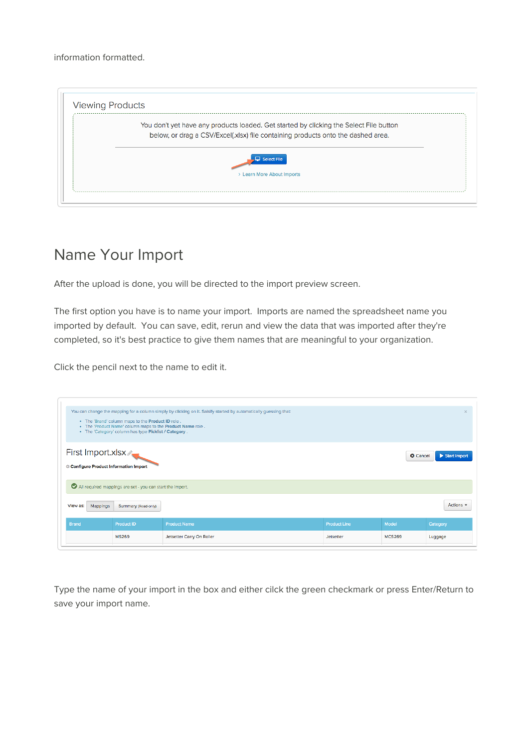information formatted.

Viewing Products

You don't yet have any products loaded. Get started by clicking the Select File button below, or drag a CSV/Excel(.xlsx) file containing products onto the dashed area.

Select File

› Learn More About Imports

## Name Your Import

After the upload is done, you will be directed to the import preview screen.

The first option you have is to name your import. Imports are named the spreadsheet name you imported by default. You can save, edit, rerun and view the data that was imported after they're completed, so it's best practice to give them names that are meaningful to your organization.

Click the pencil next to the name to edit it.

You can change the mapping for a column simply by clicking on it. Salsify started by automatically guessing that:

- The 'Brand' column maps to the **Product ID** role .
- The 'Product Name' column maps to the **Product Name** role .
- The 'Category' column has type **Picklist / Category** .

First Import.xlsx

Configure Product Information Import

Cancel | Start Import

All required mappings are set - you can start the import.

View as: Mappings | Summary (Read-only)

Actions

| Brand | Product ID | Product Name | Product Line | Model | Category |
| --- | --- | --- | --- | --- | --- |
| | MS269 | Jetsetter Carry On Roller | Jetsetter | MCS269 | Luggage |

Type the name of your import in the box and either cilck the green checkmark or press Enter/Return to save your import name.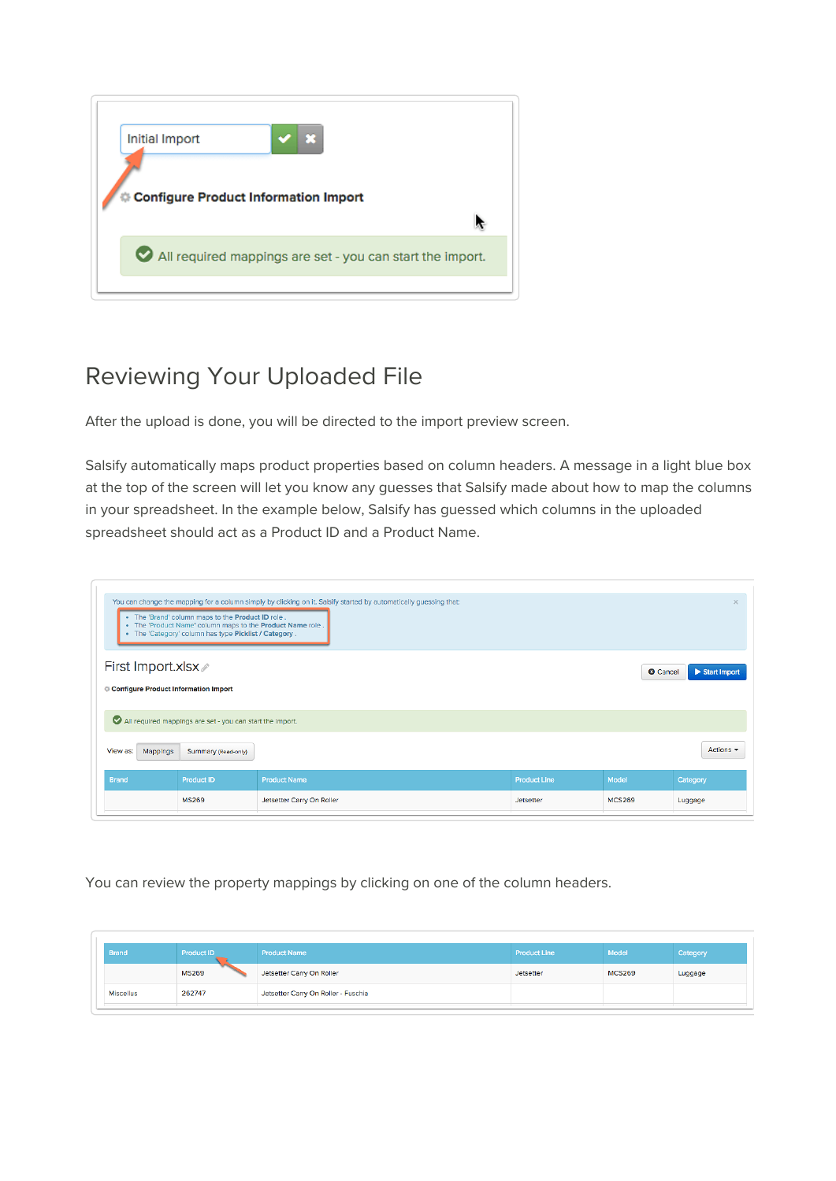## Reviewing Your Uploaded File

After the upload is done, you will be directed to the import preview screen.

Salsify automatically maps product properties based on column headers. A message in a light blue box at the top of the screen will let you know any guesses that Salsify made about how to map the columns in your spreadsheet. In the example below, Salsify has guessed which columns in the uploaded spreadsheet should act as a Product ID and a Product Name.

You can review the property mappings by clicking on one of the column headers.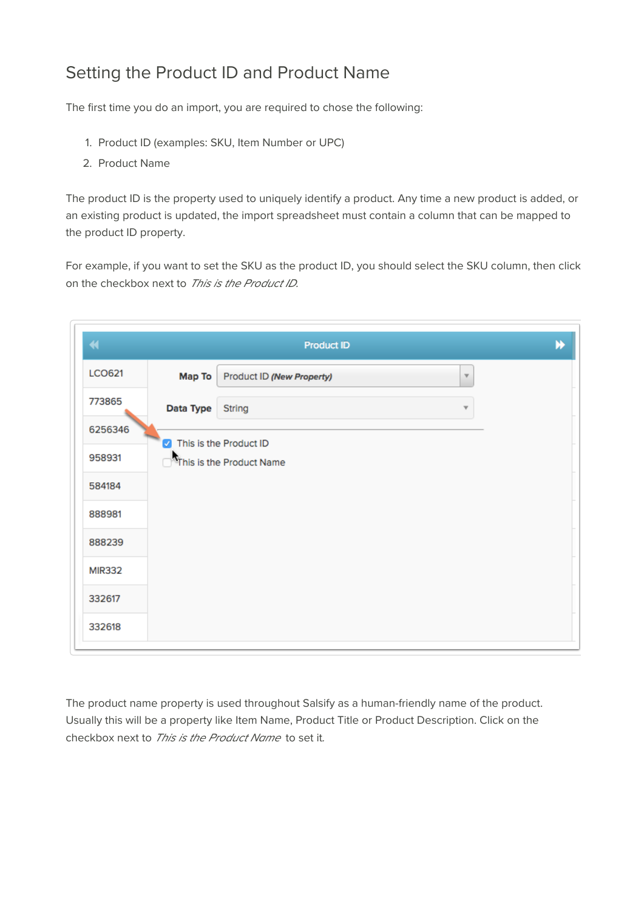## Setting the Product ID and Product Name

The first time you do an import, you are required to chose the following:

1. Product ID (examples: SKU, Item Number or UPC)
2. Product Name

The product ID is the property used to uniquely identify a product. Any time a new product is added, or an existing product is updated, the import spreadsheet must contain a column that can be mapped to the product ID property.

For example, if you want to set the SKU as the product ID, you should select the SKU column, then click on the checkbox next to *This is the Product ID.*

Product ID

LCO621
773865
6256346
958931
584184
888981
888239
MIR332
332617
332618

Map To: Product ID *(New Property)*

Data Type: String

This is the Product ID

This is the Product Name

The product name property is used throughout Salsify as a human-friendly name of the product. Usually this will be a property like Item Name, Product Title or Product Description. Click on the checkbox next to *This is the Product Name* to set it.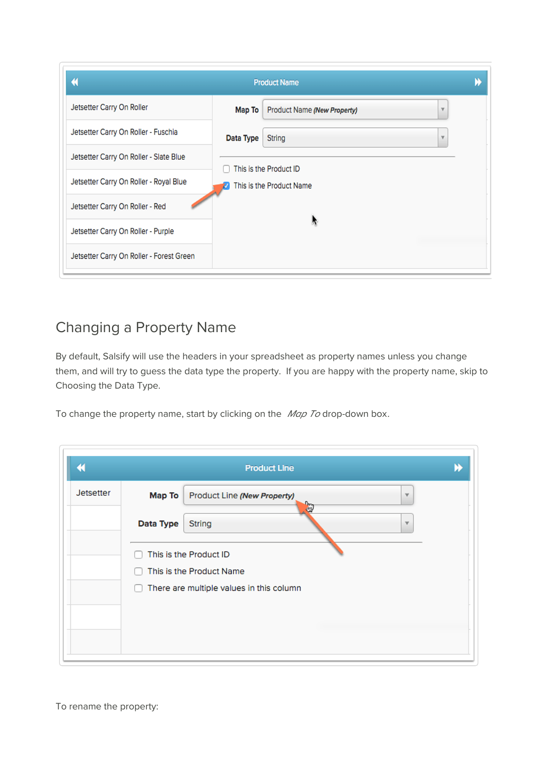## Changing a Property Name

By default, Salsify will use the headers in your spreadsheet as property names unless you change them, and will try to guess the data type the property. If you are happy with the property name, skip to Choosing the Data Type.

To change the property name, start by clicking on the *Map To* drop-down box.

To rename the property: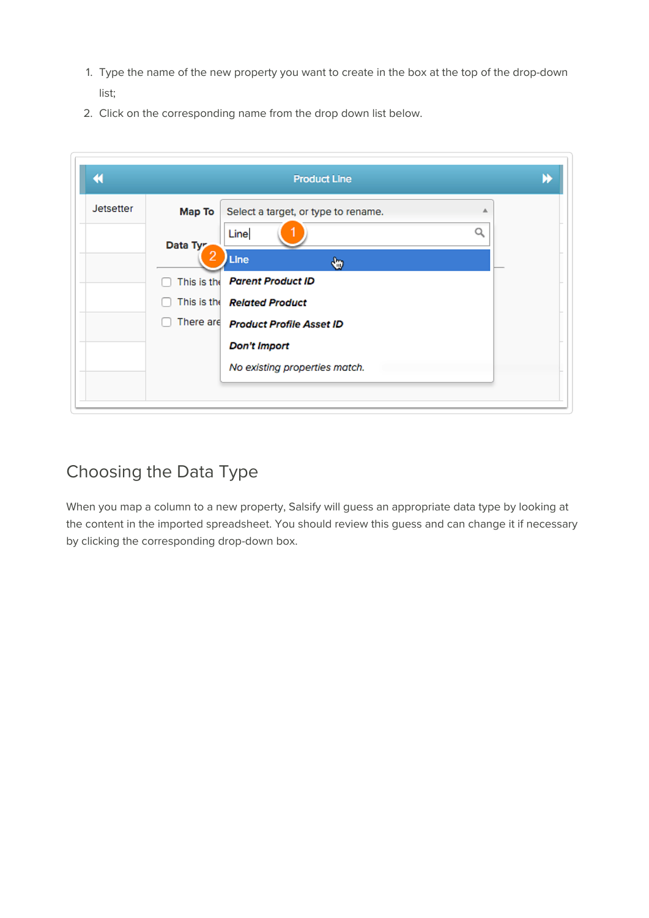1. Type the name of the new property you want to create in the box at the top of the drop-down list;
2. Click on the corresponding name from the drop down list below.

## Choosing the Data Type

When you map a column to a new property, Salsify will guess an appropriate data type by looking at the content in the imported spreadsheet. You should review this guess and can change it if necessary by clicking the corresponding drop-down box.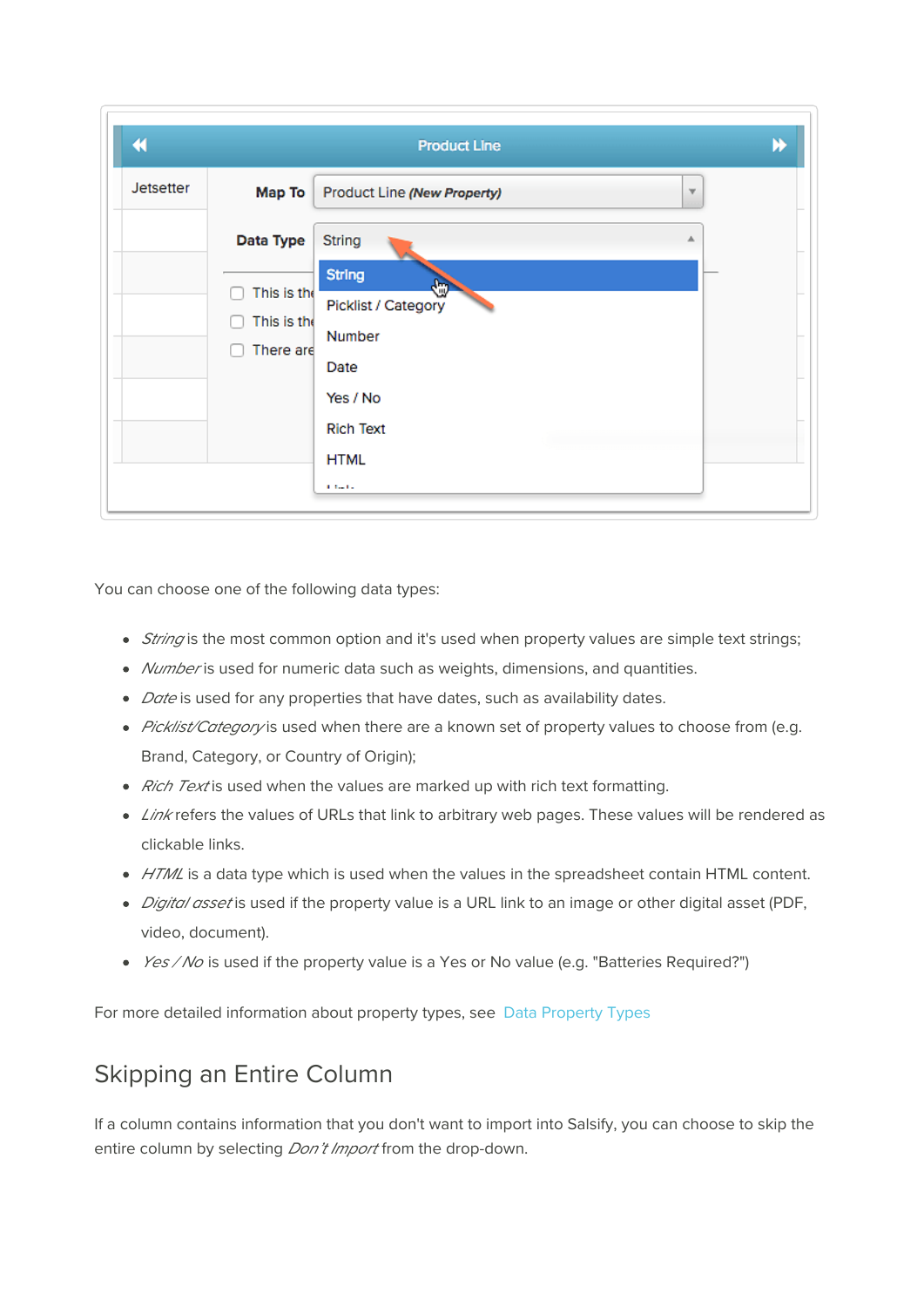You can choose one of the following data types:

- *String* is the most common option and it's used when property values are simple text strings;
- *Number* is used for numeric data such as weights, dimensions, and quantities.
- *Date* is used for any properties that have dates, such as availability dates.
- *Picklist/Category* is used when there are a known set of property values to choose from (e.g. Brand, Category, or Country of Origin);
- *Rich Text* is used when the values are marked up with rich text formatting.
- *Link* refers the values of URLs that link to arbitrary web pages. These values will be rendered as clickable links.
- *HTML* is a data type which is used when the values in the spreadsheet contain HTML content.
- *Digital asset* is used if the property value is a URL link to an image or other digital asset (PDF, video, document).
- *Yes / No* is used if the property value is a Yes or No value (e.g. "Batteries Required?")

For more detailed information about property types, see Data Property Types

## Skipping an Entire Column

If a column contains information that you don't want to import into Salsify, you can choose to skip the entire column by selecting *Don't Import* from the drop-down.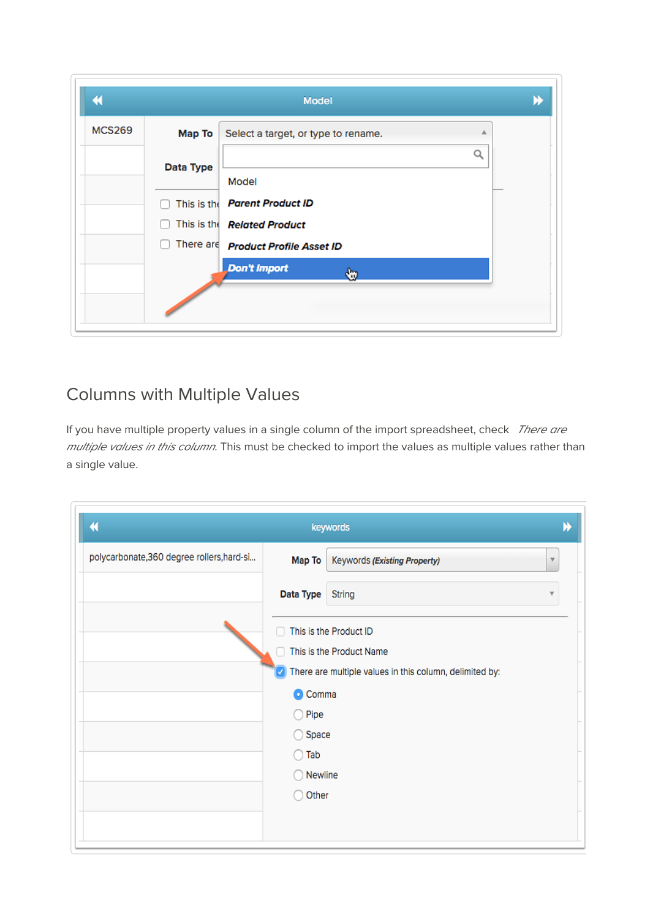## Columns with Multiple Values

If you have multiple property values in a single column of the import spreadsheet, check *There are multiple values in this column.* This must be checked to import the values as multiple values rather than a single value.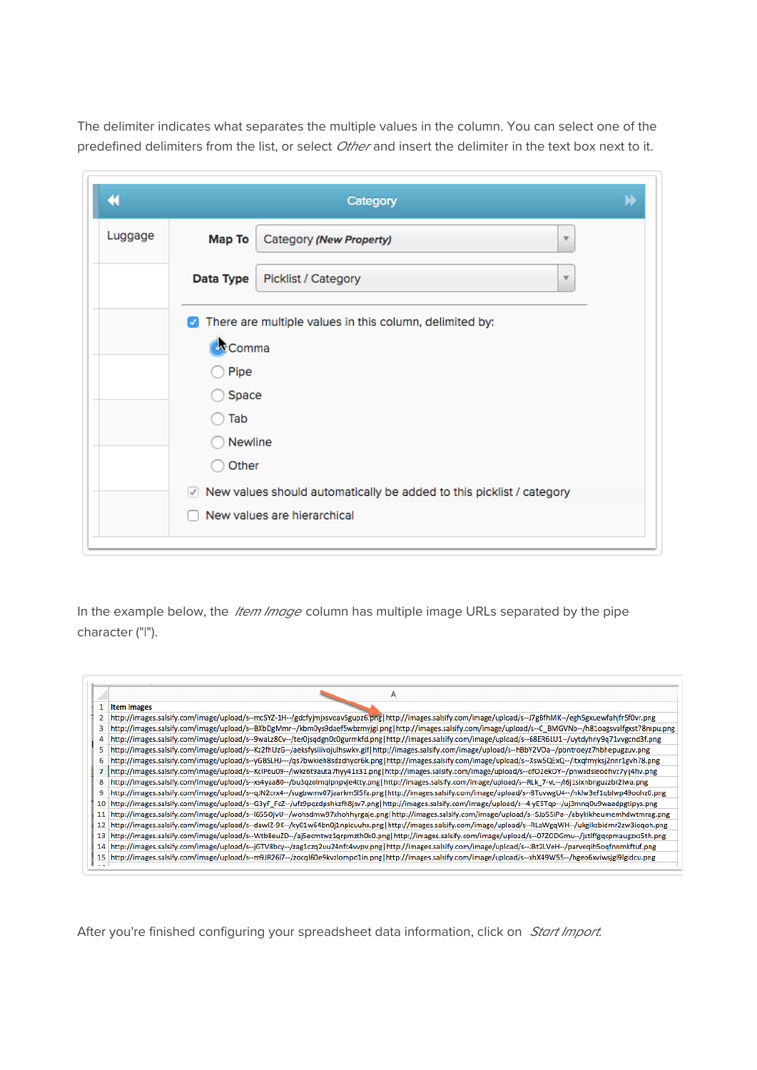The delimiter indicates what separates the multiple values in the column. You can select one of the predefined delimiters from the list, or select *Other* and insert the delimiter in the text box next to it.

In the example below, the *Item Image* column has multiple image URLs separated by the pipe character ("|").

After you're finished configuring your spreadsheet data information, click on *Start Import.*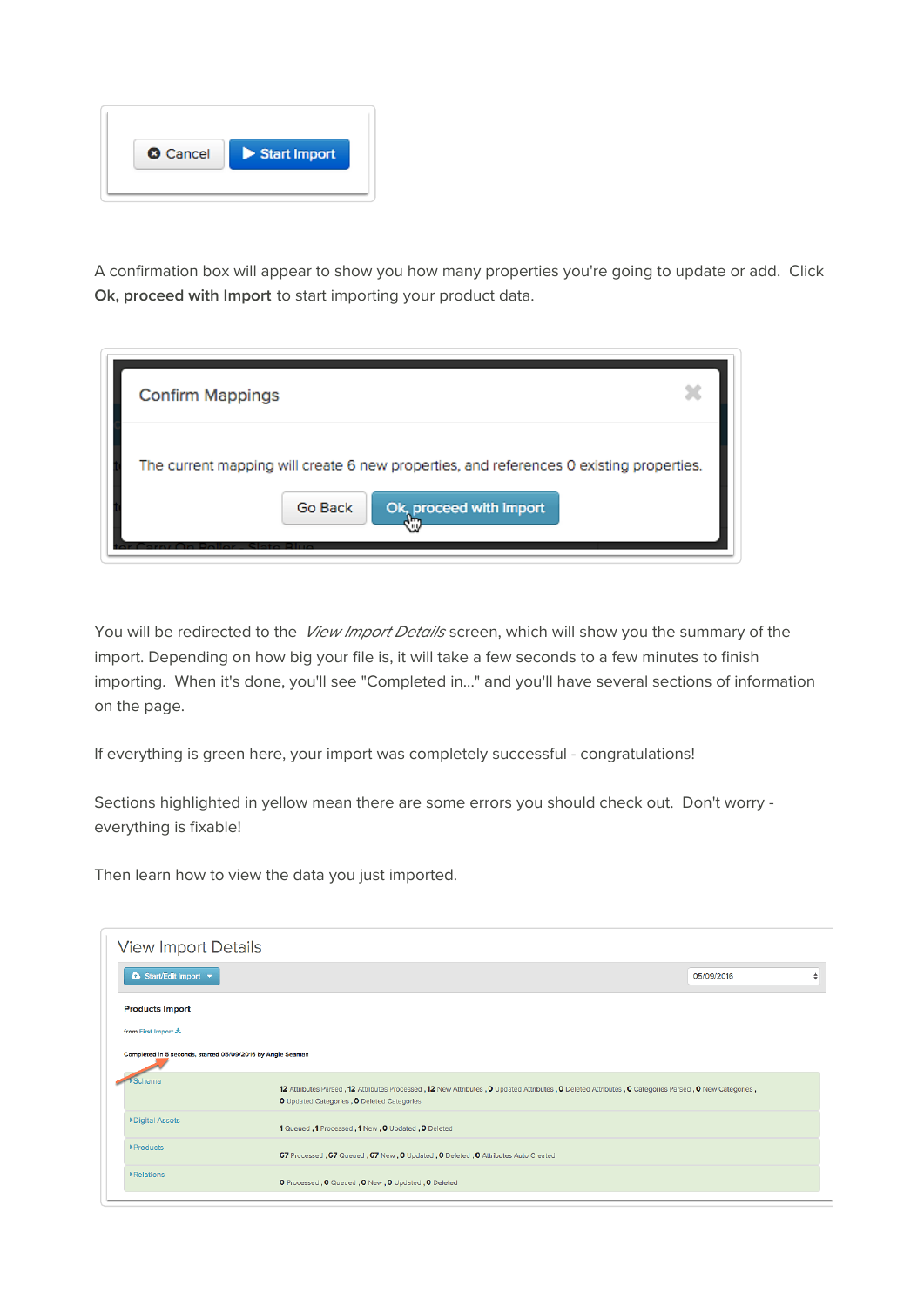A confirmation box will appear to show you how many properties you're going to update or add. Click **Ok, proceed with Import** to start importing your product data.

You will be redirected to the *View Import Details* screen, which will show you the summary of the import. Depending on how big your file is, it will take a few seconds to a few minutes to finish importing. When it's done, you'll see "Completed in..." and you'll have several sections of information on the page.

If everything is green here, your import was completely successful - congratulations!

Sections highlighted in yellow mean there are some errors you should check out. Don't worry - everything is fixable!

Then learn how to view the data you just imported.